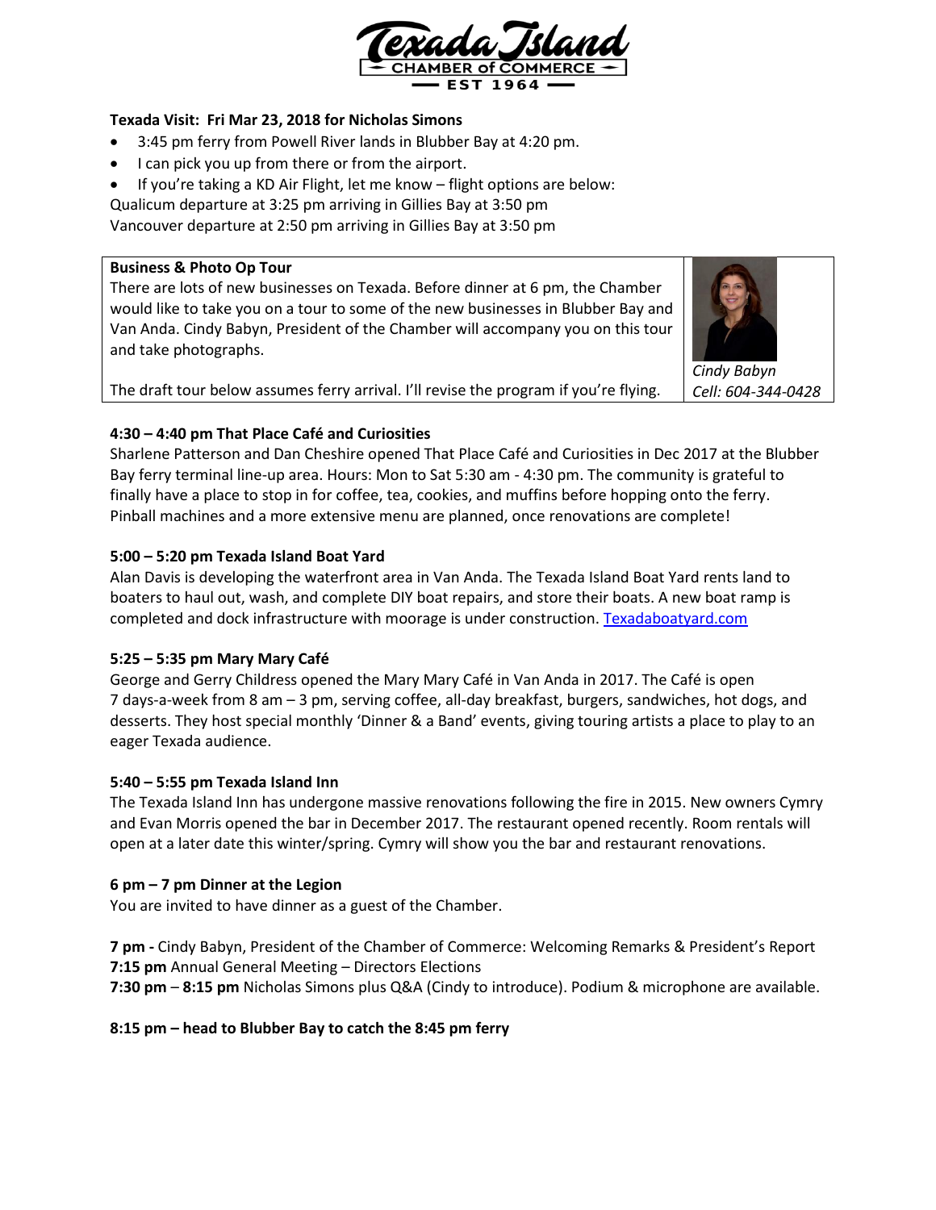# Texada Island CHAMBER of COMMERCE EST 1964

**Texada Visit: Fri Mar 23, 2018 for Nicholas Simons**

- 3:45 pm ferry from Powell River lands in Blubber Bay at 4:20 pm.
- I can pick you up from there or from the airport.
- If you're taking a KD Air Flight, let me know – flight options are below:

Qualicum departure at 3:25 pm arriving in Gillies Bay at 3:50 pm
Vancouver departure at 2:50 pm arriving in Gillies Bay at 3:50 pm

**Business & Photo Op Tour**
There are lots of new businesses on Texada. Before dinner at 6 pm, the Chamber would like to take you on a tour to some of the new businesses in Blubber Bay and Van Anda. Cindy Babyn, President of the Chamber will accompany you on this tour and take photographs.

The draft tour below assumes ferry arrival. I'll revise the program if you're flying.

*Cindy Babyn*
*Cell: 604-344-0428*

**4:30 – 4:40 pm That Place Café and Curiosities**
Sharlene Patterson and Dan Cheshire opened That Place Café and Curiosities in Dec 2017 at the Blubber Bay ferry terminal line-up area. Hours: Mon to Sat 5:30 am - 4:30 pm. The community is grateful to finally have a place to stop in for coffee, tea, cookies, and muffins before hopping onto the ferry. Pinball machines and a more extensive menu are planned, once renovations are complete!

**5:00 – 5:20 pm Texada Island Boat Yard**
Alan Davis is developing the waterfront area in Van Anda. The Texada Island Boat Yard rents land to boaters to haul out, wash, and complete DIY boat repairs, and store their boats. A new boat ramp is completed and dock infrastructure with moorage is under construction. Texadaboatyard.com

**5:25 – 5:35 pm Mary Mary Café**
George and Gerry Childress opened the Mary Mary Café in Van Anda in 2017. The Café is open 7 days-a-week from 8 am – 3 pm, serving coffee, all-day breakfast, burgers, sandwiches, hot dogs, and desserts. They host special monthly 'Dinner & a Band' events, giving touring artists a place to play to an eager Texada audience.

**5:40 – 5:55 pm Texada Island Inn**
The Texada Island Inn has undergone massive renovations following the fire in 2015. New owners Cymry and Evan Morris opened the bar in December 2017. The restaurant opened recently. Room rentals will open at a later date this winter/spring. Cymry will show you the bar and restaurant renovations.

**6 pm – 7 pm Dinner at the Legion**
You are invited to have dinner as a guest of the Chamber.

**7 pm -** Cindy Babyn, President of the Chamber of Commerce: Welcoming Remarks & President's Report
**7:15 pm** Annual General Meeting – Directors Elections
**7:30 pm** – **8:15 pm** Nicholas Simons plus Q&A (Cindy to introduce). Podium & microphone are available.

**8:15 pm – head to Blubber Bay to catch the 8:45 pm ferry**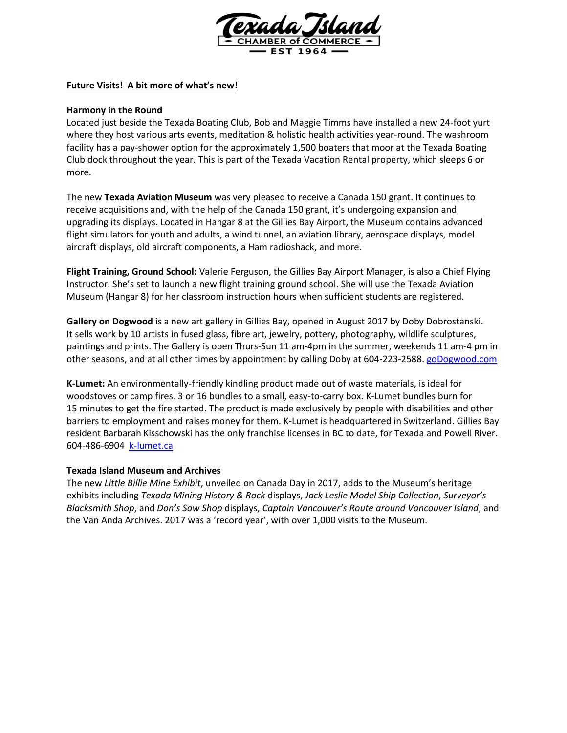**Future Visits! A bit more of what's new!**

**Harmony in the Round**
Located just beside the Texada Boating Club, Bob and Maggie Timms have installed a new 24-foot yurt where they host various arts events, meditation & holistic health activities year-round. The washroom facility has a pay-shower option for the approximately 1,500 boaters that moor at the Texada Boating Club dock throughout the year. This is part of the Texada Vacation Rental property, which sleeps 6 or more.

The new **Texada Aviation Museum** was very pleased to receive a Canada 150 grant. It continues to receive acquisitions and, with the help of the Canada 150 grant, it's undergoing expansion and upgrading its displays. Located in Hangar 8 at the Gillies Bay Airport, the Museum contains advanced flight simulators for youth and adults, a wind tunnel, an aviation library, aerospace displays, model aircraft displays, old aircraft components, a Ham radioshack, and more.

**Flight Training, Ground School:** Valerie Ferguson, the Gillies Bay Airport Manager, is also a Chief Flying Instructor. She's set to launch a new flight training ground school. She will use the Texada Aviation Museum (Hangar 8) for her classroom instruction hours when sufficient students are registered.

**Gallery on Dogwood** is a new art gallery in Gillies Bay, opened in August 2017 by Doby Dobrostanski. It sells work by 10 artists in fused glass, fibre art, jewelry, pottery, photography, wildlife sculptures, paintings and prints. The Gallery is open Thurs-Sun 11 am-4pm in the summer, weekends 11 am-4 pm in other seasons, and at all other times by appointment by calling Doby at 604-223-2588. [goDogwood.com](http://goDogwood.com)

**K-Lumet:** An environmentally-friendly kindling product made out of waste materials, is ideal for woodstoves or camp fires. 3 or 16 bundles to a small, easy-to-carry box. K-Lumet bundles burn for 15 minutes to get the fire started. The product is made exclusively by people with disabilities and other barriers to employment and raises money for them. K-Lumet is headquartered in Switzerland. Gillies Bay resident Barbarah Kisschowski has the only franchise licenses in BC to date, for Texada and Powell River. 604-486-6904 [k-lumet.ca](http://k-lumet.ca)

**Texada Island Museum and Archives**
The new *Little Billie Mine Exhibit*, unveiled on Canada Day in 2017, adds to the Museum's heritage exhibits including *Texada Mining History & Rock* displays, *Jack Leslie Model Ship Collection*, *Surveyor's Blacksmith Shop*, and *Don's Saw Shop* displays, *Captain Vancouver's Route around Vancouver Island*, and the Van Anda Archives. 2017 was a 'record year', with over 1,000 visits to the Museum.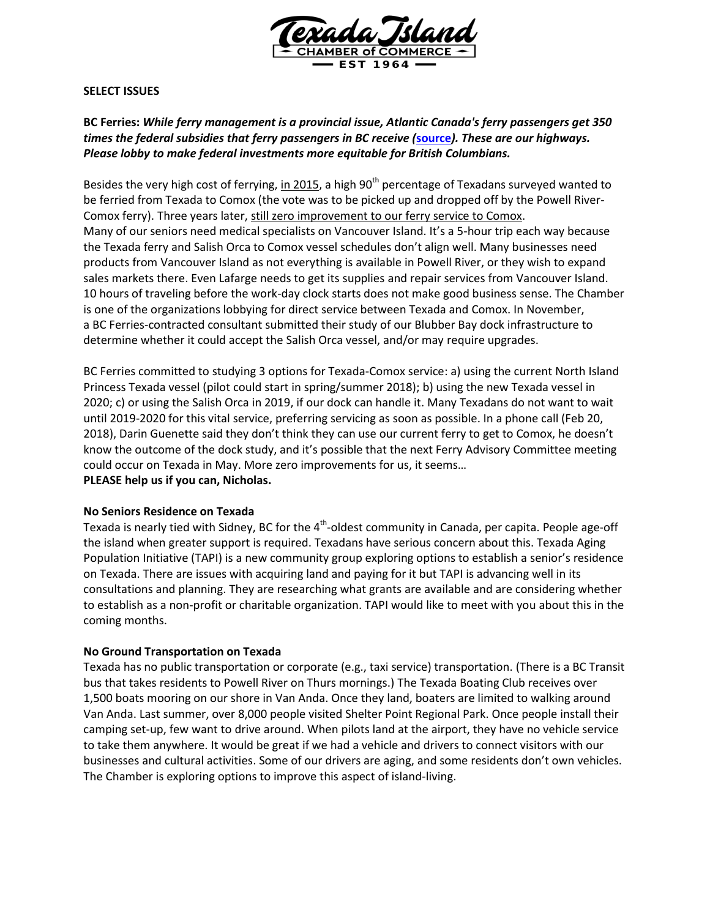**SELECT ISSUES**

**BC Ferries:** ***While ferry management is a provincial issue, Atlantic Canada's ferry passengers get 350 times the federal subsidies that ferry passengers in BC receive (source). These are our highways. Please lobby to make federal investments more equitable for British Columbians.***

Besides the very high cost of ferrying, in 2015, a high 90th percentage of Texadans surveyed wanted to be ferried from Texada to Comox (the vote was to be picked up and dropped off by the Powell River-Comox ferry). Three years later, still zero improvement to our ferry service to Comox.
Many of our seniors need medical specialists on Vancouver Island. It's a 5-hour trip each way because the Texada ferry and Salish Orca to Comox vessel schedules don't align well. Many businesses need products from Vancouver Island as not everything is available in Powell River, or they wish to expand sales markets there. Even Lafarge needs to get its supplies and repair services from Vancouver Island. 10 hours of traveling before the work-day clock starts does not make good business sense. The Chamber is one of the organizations lobbying for direct service between Texada and Comox. In November, a BC Ferries-contracted consultant submitted their study of our Blubber Bay dock infrastructure to determine whether it could accept the Salish Orca vessel, and/or may require upgrades.

BC Ferries committed to studying 3 options for Texada-Comox service: a) using the current North Island Princess Texada vessel (pilot could start in spring/summer 2018); b) using the new Texada vessel in 2020; c) or using the Salish Orca in 2019, if our dock can handle it. Many Texadans do not want to wait until 2019-2020 for this vital service, preferring servicing as soon as possible. In a phone call (Feb 20, 2018), Darin Guenette said they don't think they can use our current ferry to get to Comox, he doesn't know the outcome of the dock study, and it's possible that the next Ferry Advisory Committee meeting could occur on Texada in May. More zero improvements for us, it seems…
**PLEASE help us if you can, Nicholas.**

**No Seniors Residence on Texada**
Texada is nearly tied with Sidney, BC for the 4th-oldest community in Canada, per capita. People age-off the island when greater support is required. Texadans have serious concern about this. Texada Aging Population Initiative (TAPI) is a new community group exploring options to establish a senior's residence on Texada. There are issues with acquiring land and paying for it but TAPI is advancing well in its consultations and planning. They are researching what grants are available and are considering whether to establish as a non-profit or charitable organization. TAPI would like to meet with you about this in the coming months.

**No Ground Transportation on Texada**
Texada has no public transportation or corporate (e.g., taxi service) transportation. (There is a BC Transit bus that takes residents to Powell River on Thurs mornings.) The Texada Boating Club receives over 1,500 boats mooring on our shore in Van Anda. Once they land, boaters are limited to walking around Van Anda. Last summer, over 8,000 people visited Shelter Point Regional Park. Once people install their camping set-up, few want to drive around. When pilots land at the airport, they have no vehicle service to take them anywhere. It would be great if we had a vehicle and drivers to connect visitors with our businesses and cultural activities. Some of our drivers are aging, and some residents don't own vehicles. The Chamber is exploring options to improve this aspect of island-living.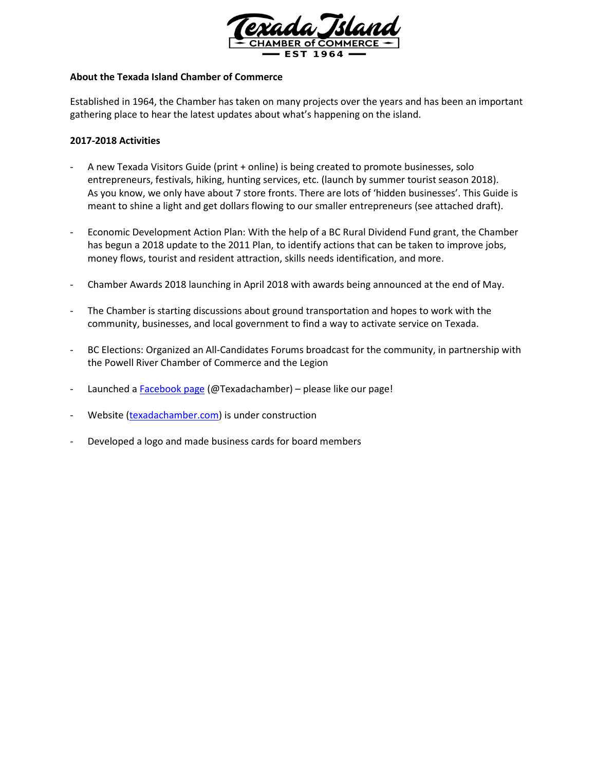Texada Island
CHAMBER of COMMERCE
EST 1964

**About the Texada Island Chamber of Commerce**

Established in 1964, the Chamber has taken on many projects over the years and has been an important gathering place to hear the latest updates about what's happening on the island.

**2017-2018 Activities**

- A new Texada Visitors Guide (print + online) is being created to promote businesses, solo entrepreneurs, festivals, hiking, hunting services, etc. (launch by summer tourist season 2018). As you know, we only have about 7 store fronts. There are lots of 'hidden businesses'. This Guide is meant to shine a light and get dollars flowing to our smaller entrepreneurs (see attached draft).

- Economic Development Action Plan: With the help of a BC Rural Dividend Fund grant, the Chamber has begun a 2018 update to the 2011 Plan, to identify actions that can be taken to improve jobs, money flows, tourist and resident attraction, skills needs identification, and more.

- Chamber Awards 2018 launching in April 2018 with awards being announced at the end of May.

- The Chamber is starting discussions about ground transportation and hopes to work with the community, businesses, and local government to find a way to activate service on Texada.

- BC Elections: Organized an All-Candidates Forums broadcast for the community, in partnership with the Powell River Chamber of Commerce and the Legion

- Launched a Facebook page (@Texadachamber) – please like our page!

- Website (texadachamber.com) is under construction

- Developed a logo and made business cards for board members